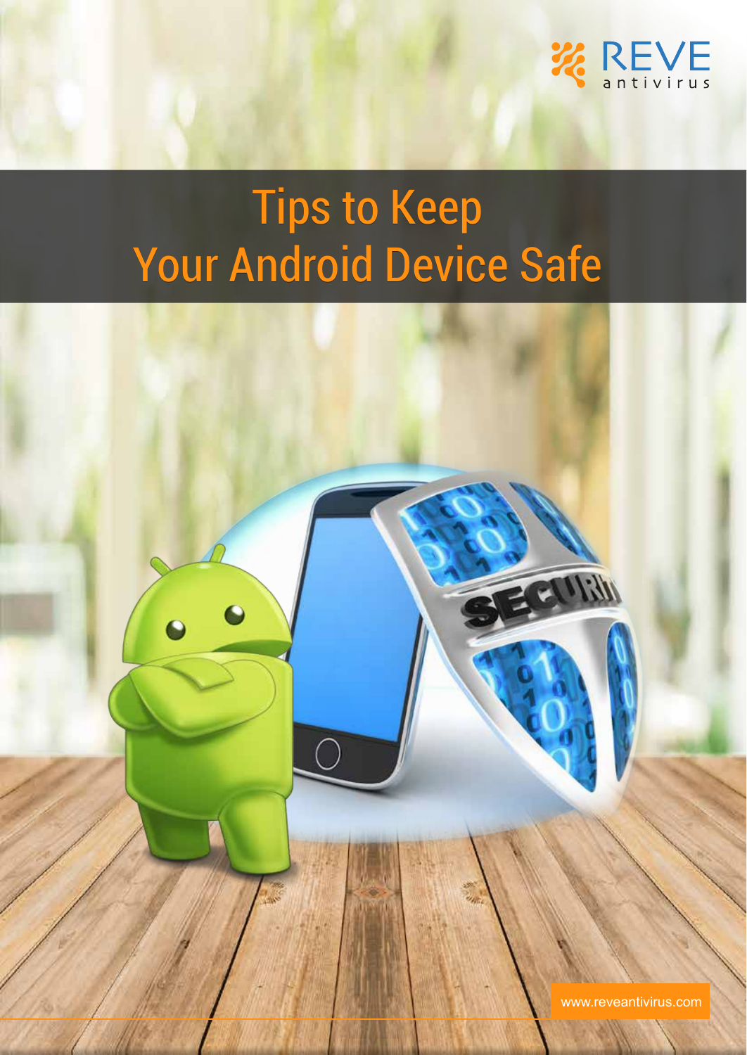REVE antivirus

# Tips to Keep Your Android Device Safe

www.reveantivirus.com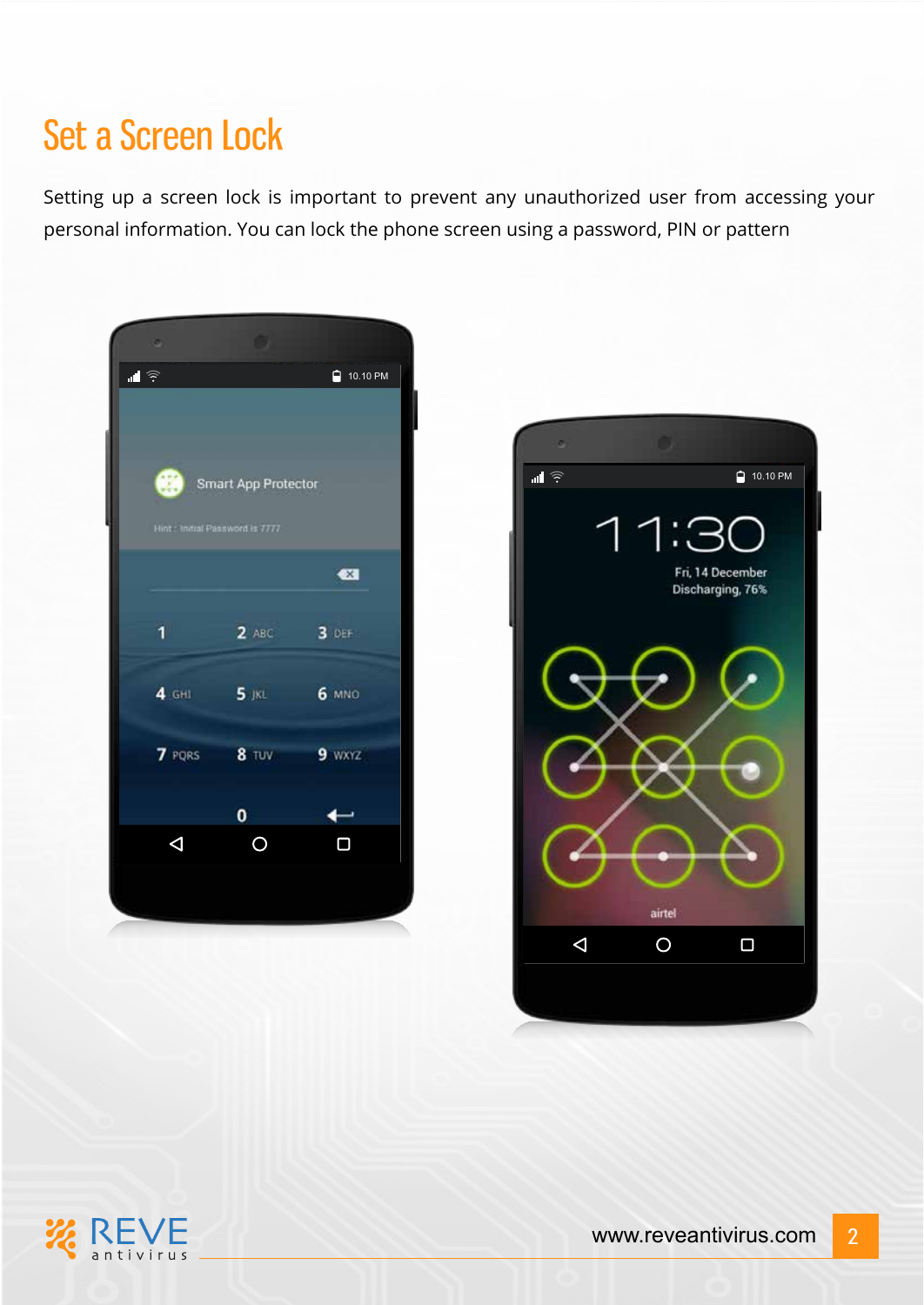# Set a Screen Lock

Setting up a screen lock is important to prevent any unauthorized user from accessing your personal information. You can lock the phone screen using a password, PIN or pattern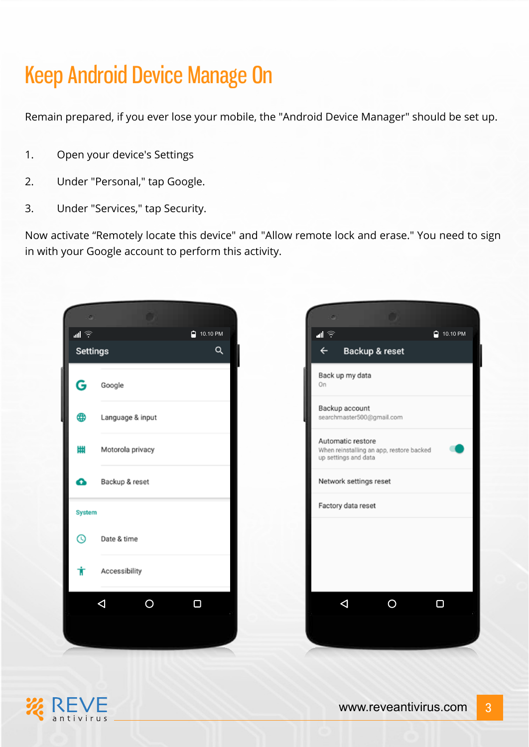# Keep Android Device Manage On

Remain prepared, if you ever lose your mobile, the "Android Device Manager" should be set up.

1. Open your device's Settings
2. Under "Personal," tap Google.
3. Under "Services," tap Security.

Now activate “Remotely locate this device" and "Allow remote lock and erase." You need to sign in with your Google account to perform this activity.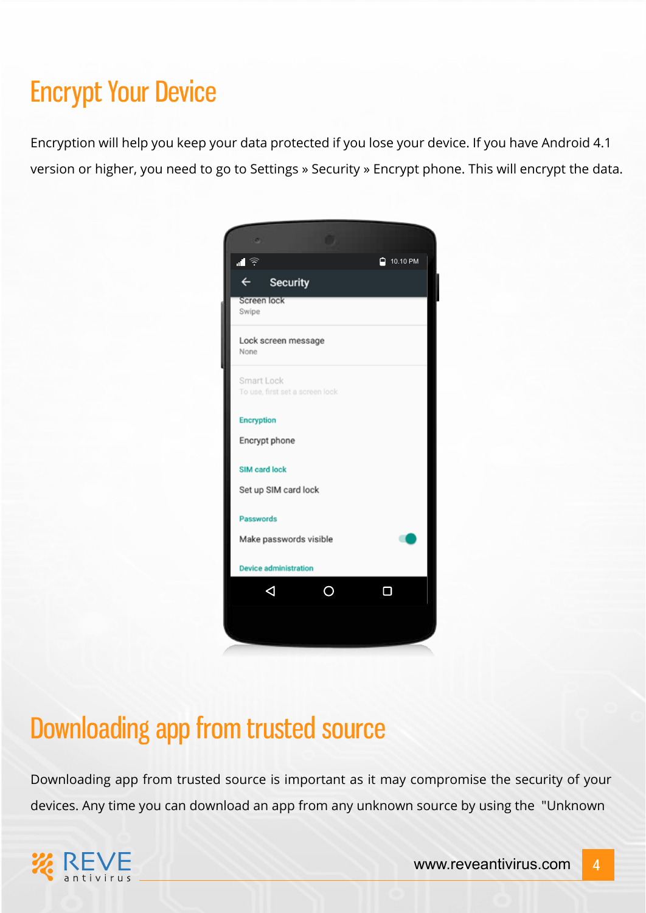# Encrypt Your Device

Encryption will help you keep your data protected if you lose your device. If you have Android 4.1 version or higher, you need to go to Settings » Security » Encrypt phone. This will encrypt the data.

# Downloading app from trusted source

Downloading app from trusted source is important as it may compromise the security of your devices. Any time you can download an app from any unknown source by using the "Unknown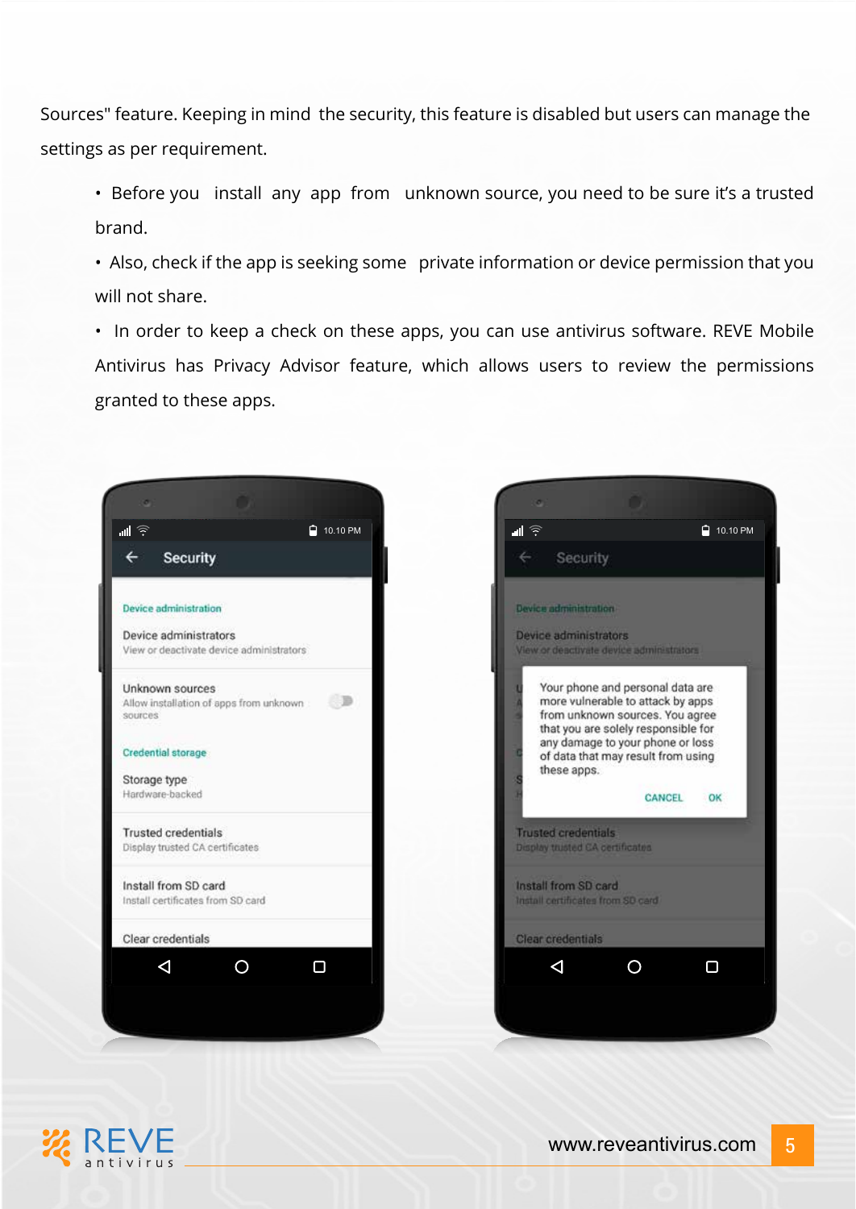Sources" feature. Keeping in mind the security, this feature is disabled but users can manage the settings as per requirement.

- Before you install any app from unknown source, you need to be sure it's a trusted brand.
- Also, check if the app is seeking some private information or device permission that you will not share.
- In order to keep a check on these apps, you can use antivirus software. REVE Mobile Antivirus has Privacy Advisor feature, which allows users to review the permissions granted to these apps.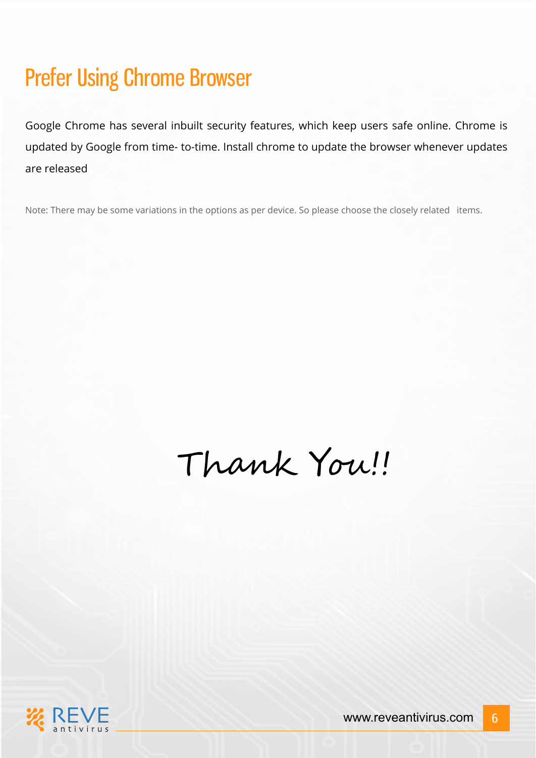## Prefer Using Chrome Browser

Google Chrome has several inbuilt security features, which keep users safe online. Chrome is updated by Google from time- to-time. Install chrome to update the browser whenever updates are released

Note: There may be some variations in the options as per device. So please choose the closely related items.

Thank You!!